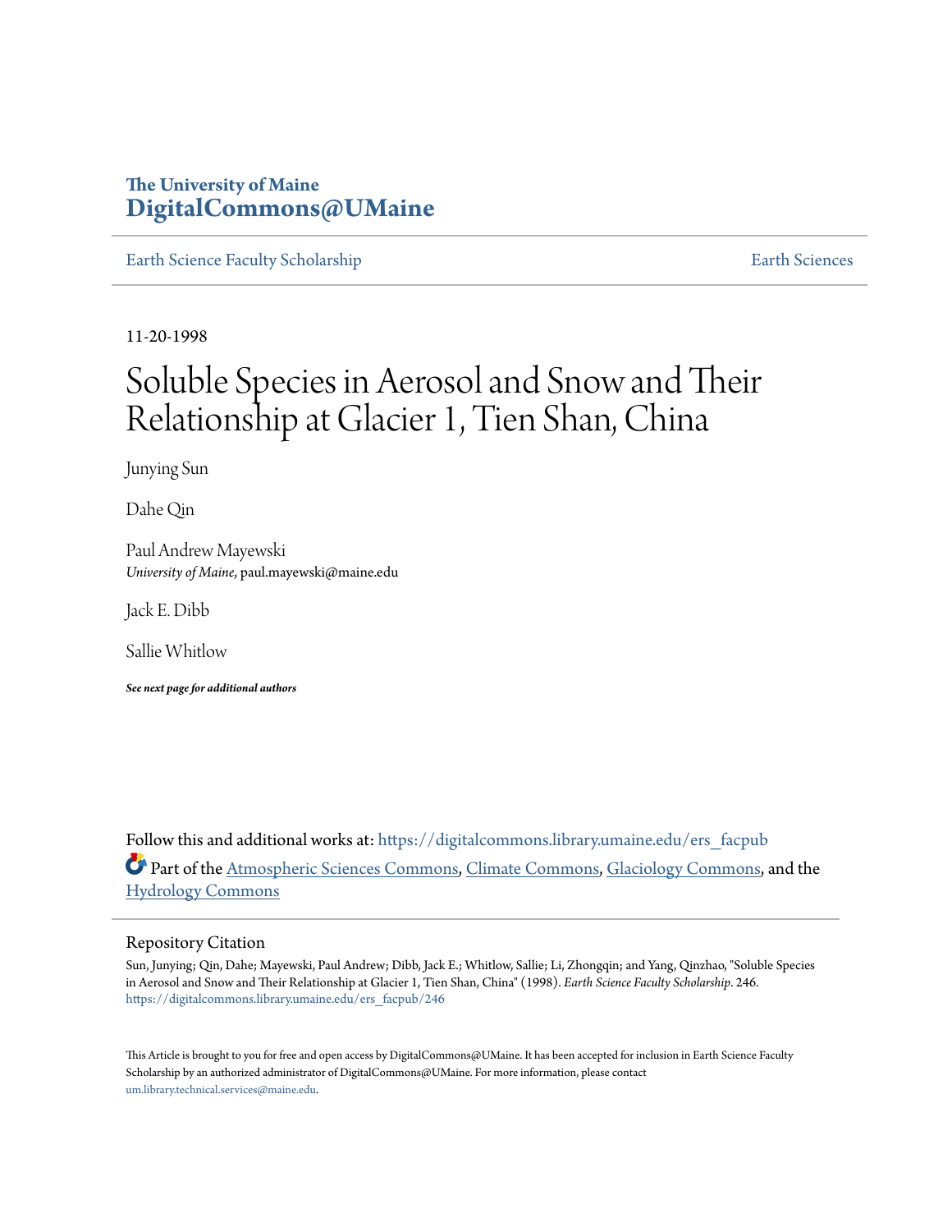The University of Maine
**DigitalCommons@UMaine**

Earth Science Faculty Scholarship | Earth Sciences

11-20-1998

# Soluble Species in Aerosol and Snow and Their Relationship at Glacier 1, Tien Shan, China

Junying Sun

Dahe Qin

Paul Andrew Mayewski
*University of Maine*, paul.mayewski@maine.edu

Jack E. Dibb

Sallie Whitlow

***See next page for additional authors***

Follow this and additional works at: https://digitalcommons.library.umaine.edu/ers_facpub

Part of the Atmospheric Sciences Commons, Climate Commons, Glaciology Commons, and the Hydrology Commons

## Repository Citation

Sun, Junying; Qin, Dahe; Mayewski, Paul Andrew; Dibb, Jack E.; Whitlow, Sallie; Li, Zhongqin; and Yang, Qinzhao, "Soluble Species in Aerosol and Snow and Their Relationship at Glacier 1, Tien Shan, China" (1998). *Earth Science Faculty Scholarship*. 246.
https://digitalcommons.library.umaine.edu/ers_facpub/246

This Article is brought to you for free and open access by DigitalCommons@UMaine. It has been accepted for inclusion in Earth Science Faculty Scholarship by an authorized administrator of DigitalCommons@UMaine. For more information, please contact um.library.technical.services@maine.edu.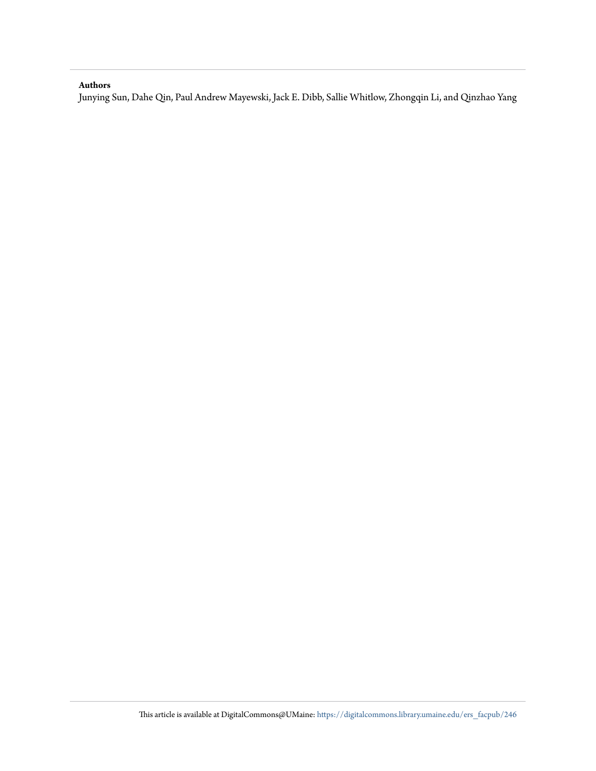**Authors**

Junying Sun, Dahe Qin, Paul Andrew Mayewski, Jack E. Dibb, Sallie Whitlow, Zhongqin Li, and Qinzhao Yang

This article is available at DigitalCommons@UMaine: https://digitalcommons.library.umaine.edu/ers_facpub/246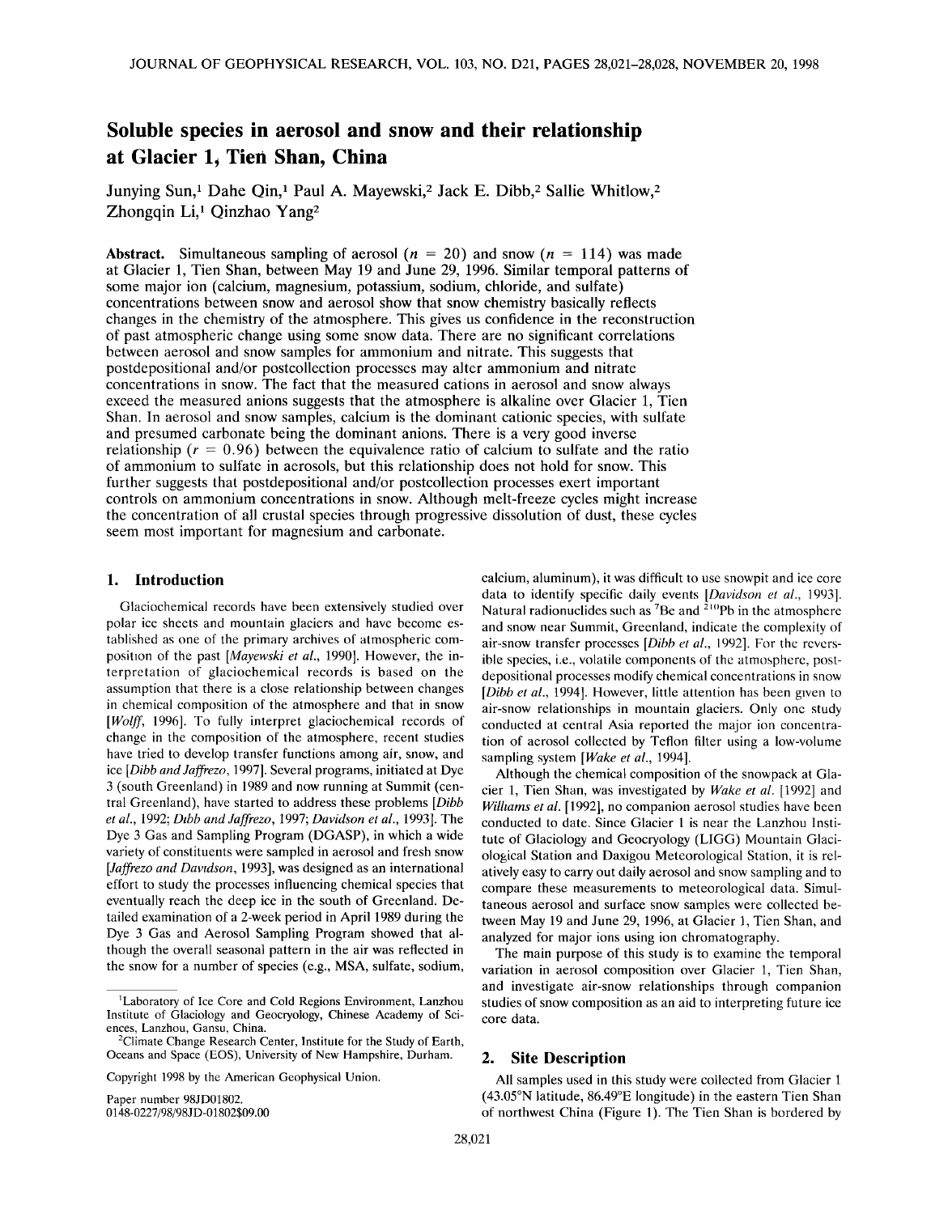# Soluble species in aerosol and snow and their relationship at Glacier 1, Tien Shan, China

Junying Sun,[1] Dahe Qin,[1] Paul A. Mayewski,[2] Jack E. Dibb,[2] Sallie Whitlow,[2] Zhongqin Li,[1] Qinzhao Yang[2]

**Abstract.** Simultaneous sampling of aerosol ($n = 20$) and snow ($n = 114$) was made at Glacier 1, Tien Shan, between May 19 and June 29, 1996. Similar temporal patterns of some major ion (calcium, magnesium, potassium, sodium, chloride, and sulfate) concentrations between snow and aerosol show that snow chemistry basically reflects changes in the chemistry of the atmosphere. This gives us confidence in the reconstruction of past atmospheric change using some snow data. There are no significant correlations between aerosol and snow samples for ammonium and nitrate. This suggests that postdepositional and/or postcollection processes may alter ammonium and nitrate concentrations in snow. The fact that the measured cations in aerosol and snow always exceed the measured anions suggests that the atmosphere is alkaline over Glacier 1, Tien Shan. In aerosol and snow samples, calcium is the dominant cationic species, with sulfate and presumed carbonate being the dominant anions. There is a very good inverse relationship ($r = 0.96$) between the equivalence ratio of calcium to sulfate and the ratio of ammonium to sulfate in aerosols, but this relationship does not hold for snow. This further suggests that postdepositional and/or postcollection processes exert important controls on ammonium concentrations in snow. Although melt-freeze cycles might increase the concentration of all crustal species through progressive dissolution of dust, these cycles seem most important for magnesium and carbonate.

## 1. Introduction

Glaciochemical records have been extensively studied over polar ice sheets and mountain glaciers and have become established as one of the primary archives of atmospheric composition of the past [*Mayewski et al.*, 1990]. However, the interpretation of glaciochemical records is based on the assumption that there is a close relationship between changes in chemical composition of the atmosphere and that in snow [*Wolff*, 1996]. To fully interpret glaciochemical records of change in the composition of the atmosphere, recent studies have tried to develop transfer functions among air, snow, and ice [*Dibb and Jaffrezo*, 1997]. Several programs, initiated at Dye 3 (south Greenland) in 1989 and now running at Summit (central Greenland), have started to address these problems [*Dibb et al.*, 1992; *Dibb and Jaffrezo*, 1997; *Davidson et al.*, 1993]. The Dye 3 Gas and Sampling Program (DGASP), in which a wide variety of constituents were sampled in aerosol and fresh snow [*Jaffrezo and Davidson*, 1993], was designed as an international effort to study the processes influencing chemical species that eventually reach the deep ice in the south of Greenland. Detailed examination of a 2-week period in April 1989 during the Dye 3 Gas and Aerosol Sampling Program showed that although the overall seasonal pattern in the air was reflected in the snow for a number of species (e.g., MSA, sulfate, sodium, calcium, aluminum), it was difficult to use snowpit and ice core data to identify specific daily events [*Davidson et al.*, 1993]. Natural radionuclides such as $^{7}$Be and $^{210}$Pb in the atmosphere and snow near Summit, Greenland, indicate the complexity of air-snow transfer processes [*Dibb et al.*, 1992]. For the reversible species, i.e., volatile components of the atmosphere, postdepositional processes modify chemical concentrations in snow [*Dibb et al.*, 1994]. However, little attention has been given to air-snow relationships in mountain glaciers. Only one study conducted at central Asia reported the major ion concentration of aerosol collected by Teflon filter using a low-volume sampling system [*Wake et al.*, 1994].

Although the chemical composition of the snowpack at Glacier 1, Tien Shan, was investigated by *Wake et al.* [1992] and *Williams et al.* [1992], no companion aerosol studies have been conducted to date. Since Glacier 1 is near the Lanzhou Institute of Glaciology and Geocryology (LIGG) Mountain Glaciological Station and Daxigou Meteorological Station, it is relatively easy to carry out daily aerosol and snow sampling and to compare these measurements to meteorological data. Simultaneous aerosol and surface snow samples were collected between May 19 and June 29, 1996, at Glacier 1, Tien Shan, and analyzed for major ions using ion chromatography.

The main purpose of this study is to examine the temporal variation in aerosol composition over Glacier 1, Tien Shan, and investigate air-snow relationships through companion studies of snow composition as an aid to interpreting future ice core data.

## 2. Site Description

All samples used in this study were collected from Glacier 1 (43.05°N latitude, 86.49°E longitude) in the eastern Tien Shan of northwest China (Figure 1). The Tien Shan is bordered by

---

[1] Laboratory of Ice Core and Cold Regions Environment, Lanzhou Institute of Glaciology and Geocryology, Chinese Academy of Sciences, Lanzhou, Gansu, China.

[2] Climate Change Research Center, Institute for the Study of Earth, Oceans and Space (EOS), University of New Hampshire, Durham.

Copyright 1998 by the American Geophysical Union.

Paper number 98JD01802.
0148-0227/98/98JD-01802$09.00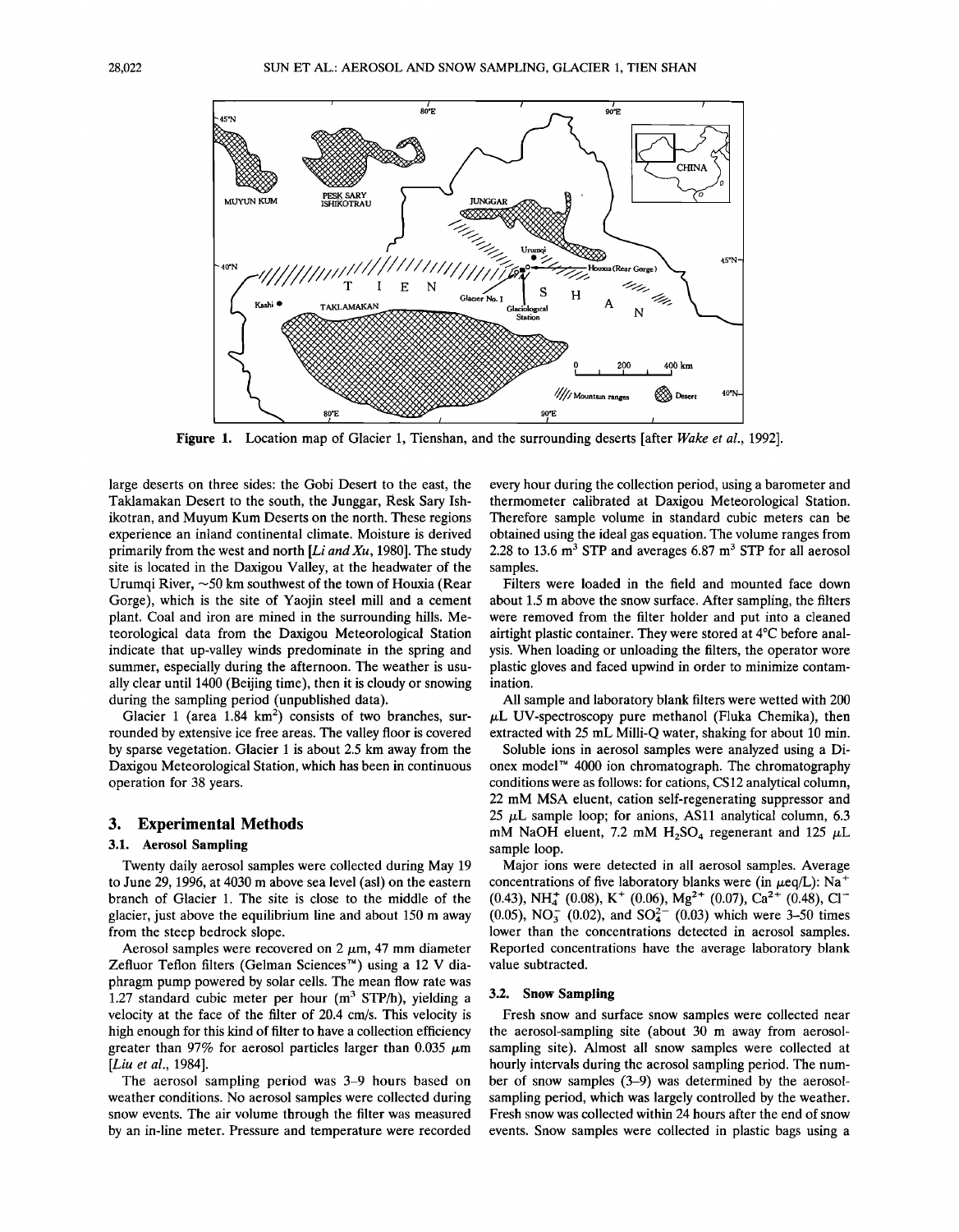Figure 1. Location map of Glacier 1, Tienshan, and the surrounding deserts [after *Wake et al.*, 1992].

large deserts on three sides: the Gobi Desert to the east, the Taklamakan Desert to the south, the Junggar, Resk Sary Ishikotran, and Muyum Kum Deserts on the north. These regions experience an inland continental climate. Moisture is derived primarily from the west and north [*Li and Xu*, 1980]. The study site is located in the Daxigou Valley, at the headwater of the Urumqi River, ~50 km southwest of the town of Houxia (Rear Gorge), which is the site of Yaojin steel mill and a cement plant. Coal and iron are mined in the surrounding hills. Meteorological data from the Daxigou Meteorological Station indicate that up-valley winds predominate in the spring and summer, especially during the afternoon. The weather is usually clear until 1400 (Beijing time), then it is cloudy or snowing during the sampling period (unpublished data).

Glacier 1 (area 1.84 km$^2$) consists of two branches, surrounded by extensive ice free areas. The valley floor is covered by sparse vegetation. Glacier 1 is about 2.5 km away from the Daxigou Meteorological Station, which has been in continuous operation for 38 years.

## 3. Experimental Methods

### 3.1. Aerosol Sampling

Twenty daily aerosol samples were collected during May 19 to June 29, 1996, at 4030 m above sea level (asl) on the eastern branch of Glacier 1. The site is close to the middle of the glacier, just above the equilibrium line and about 150 m away from the steep bedrock slope.

Aerosol samples were recovered on 2 $\mu$m, 47 mm diameter Zefluor Teflon filters (Gelman Sciences™) using a 12 V diaphragm pump powered by solar cells. The mean flow rate was 1.27 standard cubic meter per hour (m$^3$ STP/h), yielding a velocity at the face of the filter of 20.4 cm/s. This velocity is high enough for this kind of filter to have a collection efficiency greater than 97% for aerosol particles larger than 0.035 $\mu$m [*Liu et al.*, 1984].

The aerosol sampling period was 3–9 hours based on weather conditions. No aerosol samples were collected during snow events. The air volume through the filter was measured by an in-line meter. Pressure and temperature were recorded every hour during the collection period, using a barometer and thermometer calibrated at Daxigou Meteorological Station. Therefore sample volume in standard cubic meters can be obtained using the ideal gas equation. The volume ranges from 2.28 to 13.6 m$^3$ STP and averages 6.87 m$^3$ STP for all aerosol samples.

Filters were loaded in the field and mounted face down about 1.5 m above the snow surface. After sampling, the filters were removed from the filter holder and put into a cleaned airtight plastic container. They were stored at 4°C before analysis. When loading or unloading the filters, the operator wore plastic gloves and faced upwind in order to minimize contamination.

All sample and laboratory blank filters were wetted with 200 $\mu$L UV-spectroscopy pure methanol (Fluka Chemika), then extracted with 25 mL Milli-Q water, shaking for about 10 min.

Soluble ions in aerosol samples were analyzed using a Dionex model™ 4000 ion chromatograph. The chromatography conditions were as follows: for cations, CS12 analytical column, 22 mM MSA eluent, cation self-regenerating suppressor and 25 $\mu$L sample loop; for anions, AS11 analytical column, 6.3 mM NaOH eluent, 7.2 mM $H_2SO_4$ regenerant and 125 $\mu$L sample loop.

Major ions were detected in all aerosol samples. Average concentrations of five laboratory blanks were (in $\mu$eq/L): $Na^+$ (0.43), $NH_4^+$ (0.08), $K^+$ (0.06), $Mg^{2+}$ (0.07), $Ca^{2+}$ (0.48), $Cl^-$ (0.05), $NO_3^-$ (0.02), and $SO_4^{2-}$ (0.03) which were 3–50 times lower than the concentrations detected in aerosol samples. Reported concentrations have the average laboratory blank value subtracted.

### 3.2. Snow Sampling

Fresh snow and surface snow samples were collected near the aerosol-sampling site (about 30 m away from aerosol-sampling site). Almost all snow samples were collected at hourly intervals during the aerosol sampling period. The number of snow samples (3–9) was determined by the aerosol-sampling period, which was largely controlled by the weather. Fresh snow was collected within 24 hours after the end of snow events. Snow samples were collected in plastic bags using a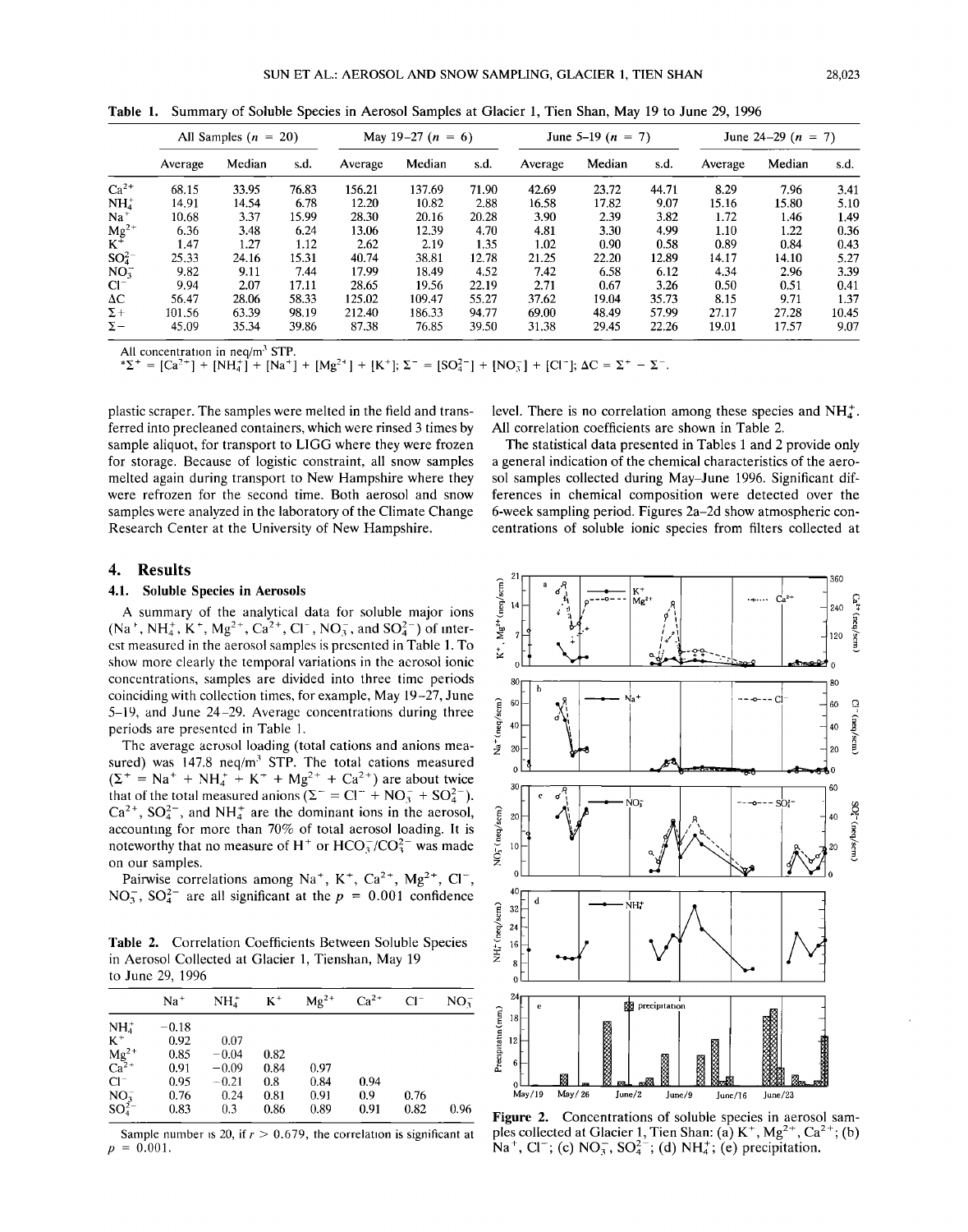**Table 1.** Summary of Soluble Species in Aerosol Samples at Glacier 1, Tien Shan, May 19 to June 29, 1996

| | All Samples ($n$ = 20) | | | May 19–27 ($n$ = 6) | | | June 5–19 ($n$ = 7) | | | June 24–29 ($n$ = 7) | | |
|---|---|---|---|---|---|---|---|---|---|---|---|---|
| | Average | Median | s.d. | Average | Median | s.d. | Average | Median | s.d. | Average | Median | s.d. |
| $Ca^{2+}$ | 68.15 | 33.95 | 76.83 | 156.21 | 137.69 | 71.90 | 42.69 | 23.72 | 44.71 | 8.29 | 7.96 | 3.41 |
| $NH_4^+$ | 14.91 | 14.54 | 6.78 | 12.20 | 10.82 | 2.88 | 16.58 | 17.82 | 9.07 | 15.16 | 15.80 | 5.10 |
| $Na^+$ | 10.68 | 3.37 | 15.99 | 28.30 | 20.16 | 20.28 | 3.90 | 2.39 | 3.82 | 1.72 | 1.46 | 1.49 |
| $Mg^{2+}$ | 6.36 | 3.48 | 6.24 | 13.06 | 12.39 | 4.70 | 4.81 | 3.30 | 4.99 | 1.10 | 1.22 | 0.36 |
| $K^+$ | 1.47 | 1.27 | 1.12 | 2.62 | 2.19 | 1.35 | 1.02 | 0.90 | 0.58 | 0.89 | 0.84 | 0.43 |
| $SO_4^{2-}$ | 25.33 | 24.16 | 15.31 | 40.74 | 38.81 | 12.78 | 21.25 | 22.20 | 12.89 | 14.17 | 14.10 | 5.27 |
| $NO_3^-$ | 9.82 | 9.11 | 7.44 | 17.99 | 18.49 | 4.52 | 7.42 | 6.58 | 6.12 | 4.34 | 2.96 | 3.39 |
| $Cl^-$ | 9.94 | 2.07 | 17.11 | 28.65 | 19.56 | 22.19 | 2.71 | 0.67 | 3.26 | 0.50 | 0.51 | 0.41 |
| $\Delta C$ | 56.47 | 28.06 | 58.33 | 125.02 | 109.47 | 55.27 | 37.62 | 19.04 | 35.73 | 8.15 | 9.71 | 1.37 |
| $\Sigma+$ | 101.56 | 63.39 | 98.19 | 212.40 | 186.33 | 94.77 | 69.00 | 48.49 | 57.99 | 27.17 | 27.28 | 10.45 |
| $\Sigma-$ | 45.09 | 35.34 | 39.86 | 87.38 | 76.85 | 39.50 | 31.38 | 29.45 | 22.26 | 19.01 | 17.57 | 9.07 |

All concentration in neq/m³ STP.
*$\Sigma^+ = [Ca^{2+}] + [NH_4^+] + [Na^+] + [Mg^{2+}] + [K^+]$; $\Sigma^- = [SO_4^{2-}] + [NO_3^-] + [Cl^-]$; $\Delta C = \Sigma^+ - \Sigma^-$.

plastic scraper. The samples were melted in the field and transferred into precleaned containers, which were rinsed 3 times by sample aliquot, for transport to LIGG where they were frozen for storage. Because of logistic constraint, all snow samples melted again during transport to New Hampshire where they were refrozen for the second time. Both aerosol and snow samples were analyzed in the laboratory of the Climate Change Research Center at the University of New Hampshire.

## 4. Results

### 4.1. Soluble Species in Aerosols

A summary of the analytical data for soluble major ions ($Na^+$, $NH_4^+$, $K^+$, $Mg^{2+}$, $Ca^{2+}$, $Cl^-$, $NO_3^-$, and $SO_4^{2-}$) of interest measured in the aerosol samples is presented in Table 1. To show more clearly the temporal variations in the aerosol ionic concentrations, samples are divided into three time periods coinciding with collection times, for example, May 19–27, June 5–19, and June 24–29. Average concentrations during three periods are presented in Table 1.

The average aerosol loading (total cations and anions measured) was 147.8 neq/m³ STP. The total cations measured ($\Sigma^+ = Na^+ + NH_4^+ + K^+ + Mg^{2+} + Ca^{2+}$) are about twice that of the total measured anions ($\Sigma^- = Cl^- + NO_3^- + SO_4^{2-}$). $Ca^{2+}$, $SO_4^{2-}$, and $NH_4^+$ are the dominant ions in the aerosol, accounting for more than 70% of total aerosol loading. It is noteworthy that no measure of $H^+$ or $HCO_3^-/CO_3^{2-}$ was made on our samples.

Pairwise correlations among $Na^+$, $K^+$, $Ca^{2+}$, $Mg^{2+}$, $Cl^-$, $NO_3^-$, $SO_4^{2-}$ are all significant at the $p$ = 0.001 confidence level. There is no correlation among these species and $NH_4^+$. All correlation coefficients are shown in Table 2.

**Table 2.** Correlation Coefficients Between Soluble Species in Aerosol Collected at Glacier 1, Tienshan, May 19 to June 29, 1996

| | $Na^+$ | $NH_4^+$ | $K^+$ | $Mg^{2+}$ | $Ca^{2+}$ | $Cl^-$ | $NO_3^-$ |
|---|---|---|---|---|---|---|---|
| $NH_4^+$ | −0.18 | | | | | | |
| $K^+$ | 0.92 | 0.07 | | | | | |
| $Mg^{2+}$ | 0.85 | −0.04 | 0.82 | | | | |
| $Ca^{2+}$ | 0.91 | −0.09 | 0.84 | 0.97 | | | |
| $Cl^-$ | 0.95 | −0.21 | 0.8 | 0.84 | 0.94 | | |
| $NO_3^-$ | 0.76 | 0.24 | 0.81 | 0.91 | 0.9 | 0.76 | |
| $SO_4^{2-}$ | 0.83 | 0.3 | 0.86 | 0.89 | 0.91 | 0.82 | 0.96 |

Sample number is 20, if $r > 0.679$, the correlation is significant at $p$ = 0.001.

The statistical data presented in Tables 1 and 2 provide only a general indication of the chemical characteristics of the aerosol samples collected during May–June 1996. Significant differences in chemical composition were detected over the 6-week sampling period. Figures 2a–2d show atmospheric concentrations of soluble ionic species from filters collected at

**Figure 2.** Concentrations of soluble species in aerosol samples collected at Glacier 1, Tien Shan: (a) $K^+$, $Mg^{2+}$, $Ca^{2+}$; (b) $Na^+$, $Cl^-$; (c) $NO_3^-$, $SO_4^{2-}$; (d) $NH_4^+$; (e) precipitation.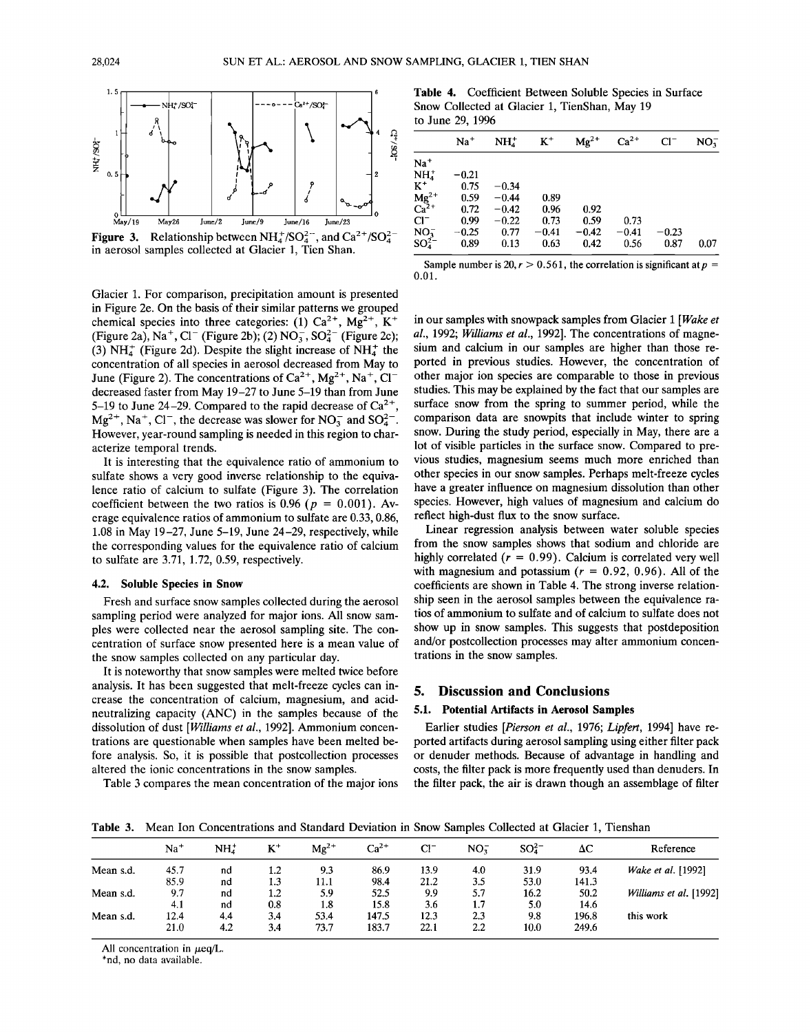Figure 3. Relationship between $NH_4^+/SO_4^{2-}$, and $Ca^{2+}/SO_4^{2-}$ in aerosol samples collected at Glacier 1, Tien Shan.

Glacier 1. For comparison, precipitation amount is presented in Figure 2e. On the basis of their similar patterns we grouped chemical species into three categories: (1) $Ca^{2+}$, $Mg^{2+}$, $K^+$ (Figure 2a), $Na^+$, $Cl^-$ (Figure 2b); (2) $NO_3^-$, $SO_4^{2-}$ (Figure 2c); (3) $NH_4^+$ (Figure 2d). Despite the slight increase of $NH_4^+$ the concentration of all species in aerosol decreased from May to June (Figure 2). The concentrations of $Ca^{2+}$, $Mg^{2+}$, $Na^+$, $Cl^-$ decreased faster from May 19–27 to June 5–19 than from June 5–19 to June 24–29. Compared to the rapid decrease of $Ca^{2+}$, $Mg^{2+}$, $Na^+$, $Cl^-$, the decrease was slower for $NO_3^-$ and $SO_4^{2-}$. However, year-round sampling is needed in this region to characterize temporal trends.

It is interesting that the equivalence ratio of ammonium to sulfate shows a very good inverse relationship to the equivalence ratio of calcium to sulfate (Figure 3). The correlation coefficient between the two ratios is 0.96 ($p = 0.001$). Average equivalence ratios of ammonium to sulfate are 0.33, 0.86, 1.08 in May 19–27, June 5–19, June 24–29, respectively, while the corresponding values for the equivalence ratio of calcium to sulfate are 3.71, 1.72, 0.59, respectively.

### 4.2. Soluble Species in Snow

Fresh and surface snow samples collected during the aerosol sampling period were analyzed for major ions. All snow samples were collected near the aerosol sampling site. The concentration of surface snow presented here is a mean value of the snow samples collected on any particular day.

It is noteworthy that snow samples were melted twice before analysis. It has been suggested that melt-freeze cycles can increase the concentration of calcium, magnesium, and acid-neutralizing capacity (ANC) in the samples because of the dissolution of dust [*Williams et al.*, 1992]. Ammonium concentrations are questionable when samples have been melted before analysis. So, it is possible that postcollection processes altered the ionic concentrations in the snow samples.

Table 3 compares the mean concentration of the major ions in our samples with snowpack samples from Glacier 1 [*Wake et al.*, 1992; *Williams et al.*, 1992]. The concentrations of magnesium and calcium in our samples are higher than those reported in previous studies. However, the concentration of other major ion species are comparable to those in previous studies. This may be explained by the fact that our samples are surface snow from the spring to summer period, while the comparison data are snowpits that include winter to spring snow. During the study period, especially in May, there are a lot of visible particles in the surface snow. Compared to previous studies, magnesium seems much more enriched than other species in our snow samples. Perhaps melt-freeze cycles have a greater influence on magnesium dissolution than other species. However, high values of magnesium and calcium do reflect high-dust flux to the snow surface.

Linear regression analysis between water soluble species from the snow samples shows that sodium and chloride are highly correlated ($r = 0.99$). Calcium is correlated very well with magnesium and potassium ($r = 0.92$, $0.96$). All of the coefficients are shown in Table 4. The strong inverse relationship seen in the aerosol samples between the equivalence ratios of ammonium to sulfate and of calcium to sulfate does not show up in snow samples. This suggests that postdeposition and/or postcollection processes may alter ammonium concentrations in the snow samples.

**Table 4.** Coefficient Between Soluble Species in Surface Snow Collected at Glacier 1, TienShan, May 19 to June 29, 1996

| | $Na^+$ | $NH_4^+$ | $K^+$ | $Mg^{2+}$ | $Ca^{2+}$ | $Cl^-$ | $NO_3^-$ |
|---|---|---|---|---|---|---|---|
| $Na^+$ | | | | | | | |
| $NH_4^+$ | −0.21 | | | | | | |
| $K^+$ | 0.75 | −0.34 | | | | | |
| $Mg^{2+}$ | 0.59 | −0.44 | 0.89 | | | | |
| $Ca^{2+}$ | 0.72 | −0.42 | 0.96 | 0.92 | | | |
| $Cl^-$ | 0.99 | −0.22 | 0.73 | 0.59 | 0.73 | | |
| $NO_3^-$ | −0.25 | 0.77 | −0.41 | −0.42 | −0.41 | −0.23 | |
| $SO_4^{2-}$ | 0.89 | 0.13 | 0.63 | 0.42 | 0.56 | 0.87 | 0.07 |

Sample number is 20, $r > 0.561$, the correlation is significant at $p = 0.01$.

## 5. Discussion and Conclusions

### 5.1. Potential Artifacts in Aerosol Samples

Earlier studies [*Pierson et al.*, 1976; *Lipfert*, 1994] have reported artifacts during aerosol sampling using either filter pack or denuder methods. Because of advantage in handling and costs, the filter pack is more frequently used than denuders. In the filter pack, the air is drawn though an assemblage of filter

**Table 3.** Mean Ion Concentrations and Standard Deviation in Snow Samples Collected at Glacier 1, Tienshan

| | $Na^+$ | $NH_4^+$ | $K^+$ | $Mg^{2+}$ | $Ca^{2+}$ | $Cl^-$ | $NO_3^-$ | $SO_4^{2-}$ | ΔC | Reference |
|---|---|---|---|---|---|---|---|---|---|---|
| Mean s.d. | 45.7 | nd | 1.2 | 9.3 | 86.9 | 13.9 | 4.0 | 31.9 | 93.4 | *Wake et al.* [1992] |
| | 85.9 | nd | 1.3 | 11.1 | 98.4 | 21.2 | 3.5 | 53.0 | 141.3 | |
| Mean s.d. | 9.7 | nd | 1.2 | 5.9 | 52.5 | 9.9 | 5.7 | 16.2 | 50.2 | *Williams et al.* [1992] |
| | 4.1 | nd | 0.8 | 1.8 | 15.8 | 3.6 | 1.7 | 5.0 | 14.6 | |
| Mean s.d. | 12.4 | 4.4 | 3.4 | 53.4 | 147.5 | 12.3 | 2.3 | 9.8 | 196.8 | this work |
| | 21.0 | 4.2 | 3.4 | 73.7 | 183.7 | 22.1 | 2.2 | 10.0 | 249.6 | |

All concentration in μeq/L.
*nd, no data available.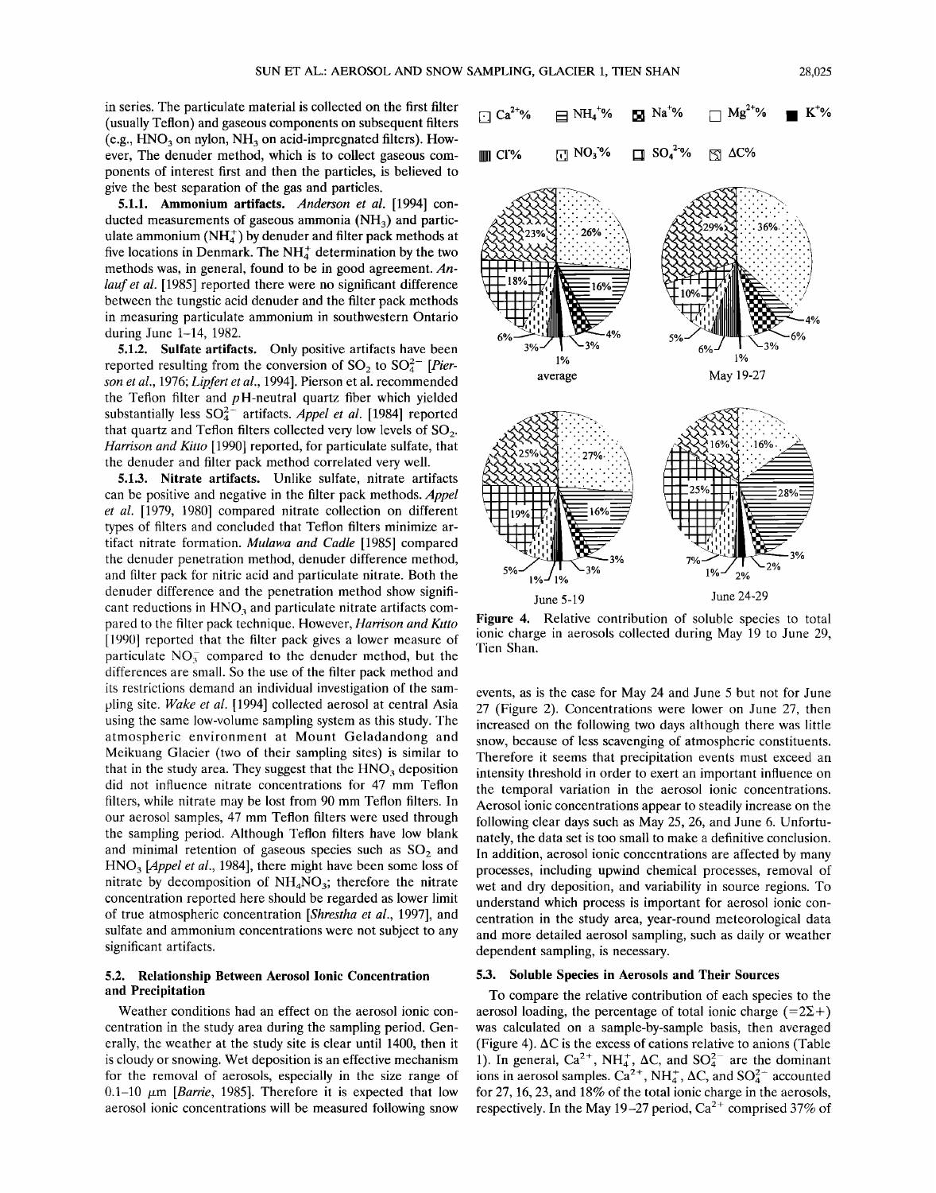in series. The particulate material is collected on the first filter (usually Teflon) and gaseous components on subsequent filters (e.g., $HNO_3$ on nylon, $NH_3$ on acid-impregnated filters). However, The denuder method, which is to collect gaseous components of interest first and then the particles, is believed to give the best separation of the gas and particles.

**5.1.1. Ammonium artifacts.** *Anderson et al.* [1994] conducted measurements of gaseous ammonia ($NH_3$) and particulate ammonium ($NH_4^+$) by denuder and filter pack methods at five locations in Denmark. The $NH_4^+$ determination by the two methods was, in general, found to be in good agreement. *Anlauf et al.* [1985] reported there were no significant difference between the tungstic acid denuder and the filter pack methods in measuring particulate ammonium in southwestern Ontario during June 1–14, 1982.

**5.1.2. Sulfate artifacts.** Only positive artifacts have been reported resulting from the conversion of $SO_2$ to $SO_4^{2-}$ [*Pierson et al.*, 1976; *Lipfert et al.*, 1994]. Pierson et al. recommended the Teflon filter and $p$H-neutral quartz fiber which yielded substantially less $SO_4^{2-}$ artifacts. *Appel et al.* [1984] reported that quartz and Teflon filters collected very low levels of $SO_2$. *Harrison and Kitto* [1990] reported, for particulate sulfate, that the denuder and filter pack method correlated very well.

**5.1.3. Nitrate artifacts.** Unlike sulfate, nitrate artifacts can be positive and negative in the filter pack methods. *Appel et al.* [1979, 1980] compared nitrate collection on different types of filters and concluded that Teflon filters minimize artifact nitrate formation. *Mulawa and Cadle* [1985] compared the denuder penetration method, denuder difference method, and filter pack for nitric acid and particulate nitrate. Both the denuder difference and the penetration method show significant reductions in $HNO_3$ and particulate nitrate artifacts compared to the filter pack technique. However, *Harrison and Kitto* [1990] reported that the filter pack gives a lower measure of particulate $NO_3^-$ compared to the denuder method, but the differences are small. So the use of the filter pack method and its restrictions demand an individual investigation of the sampling site. *Wake et al.* [1994] collected aerosol at central Asia using the same low-volume sampling system as this study. The atmospheric environment at Mount Geladandong and Meikuang Glacier (two of their sampling sites) is similar to that in the study area. They suggest that the $HNO_3$ deposition did not influence nitrate concentrations for 47 mm Teflon filters, while nitrate may be lost from 90 mm Teflon filters. In our aerosol samples, 47 mm Teflon filters were used through the sampling period. Although Teflon filters have low blank and minimal retention of gaseous species such as $SO_2$ and $HNO_3$ [*Appel et al.*, 1984], there might have been some loss of nitrate by decomposition of $NH_4NO_3$; therefore the nitrate concentration reported here should be regarded as lower limit of true atmospheric concentration [*Shrestha et al.*, 1997], and sulfate and ammonium concentrations were not subject to any significant artifacts.

### 5.2. Relationship Between Aerosol Ionic Concentration and Precipitation

Weather conditions had an effect on the aerosol ionic concentration in the study area during the sampling period. Generally, the weather at the study site is clear until 1400, then it is cloudy or snowing. Wet deposition is an effective mechanism for the removal of aerosols, especially in the size range of 0.1–10 $\mu$m [*Barrie*, 1985]. Therefore it is expected that low aerosol ionic concentrations will be measured following snow events, as is the case for May 24 and June 5 but not for June 27 (Figure 2). Concentrations were lower on June 27, then increased on the following two days although there was little snow, because of less scavenging of atmospheric constituents. Therefore it seems that precipitation events must exceed an intensity threshold in order to exert an important influence on the temporal variation in the aerosol ionic concentrations. Aerosol ionic concentrations appear to steadily increase on the following clear days such as May 25, 26, and June 6. Unfortunately, the data set is too small to make a definitive conclusion. In addition, aerosol ionic concentrations are affected by many processes, including upwind chemical processes, removal of wet and dry deposition, and variability in source regions. To understand which process is important for aerosol ionic concentration in the study area, year-round meteorological data and more detailed aerosol sampling, such as daily or weather dependent sampling, is necessary.

**Figure 4.** Relative contribution of soluble species to total ionic charge in aerosols collected during May 19 to June 29, Tien Shan.

### 5.3. Soluble Species in Aerosols and Their Sources

To compare the relative contribution of each species to the aerosol loading, the percentage of total ionic charge ($=2\Sigma+$) was calculated on a sample-by-sample basis, then averaged (Figure 4). $\Delta C$ is the excess of cations relative to anions (Table 1). In general, $Ca^{2+}$, $NH_4^+$, $\Delta C$, and $SO_4^{2-}$ are the dominant ions in aerosol samples. $Ca^{2+}$, $NH_4^+$, $\Delta C$, and $SO_4^{2-}$ accounted for 27, 16, 23, and 18% of the total ionic charge in the aerosols, respectively. In the May 19–27 period, $Ca^{2+}$ comprised 37% of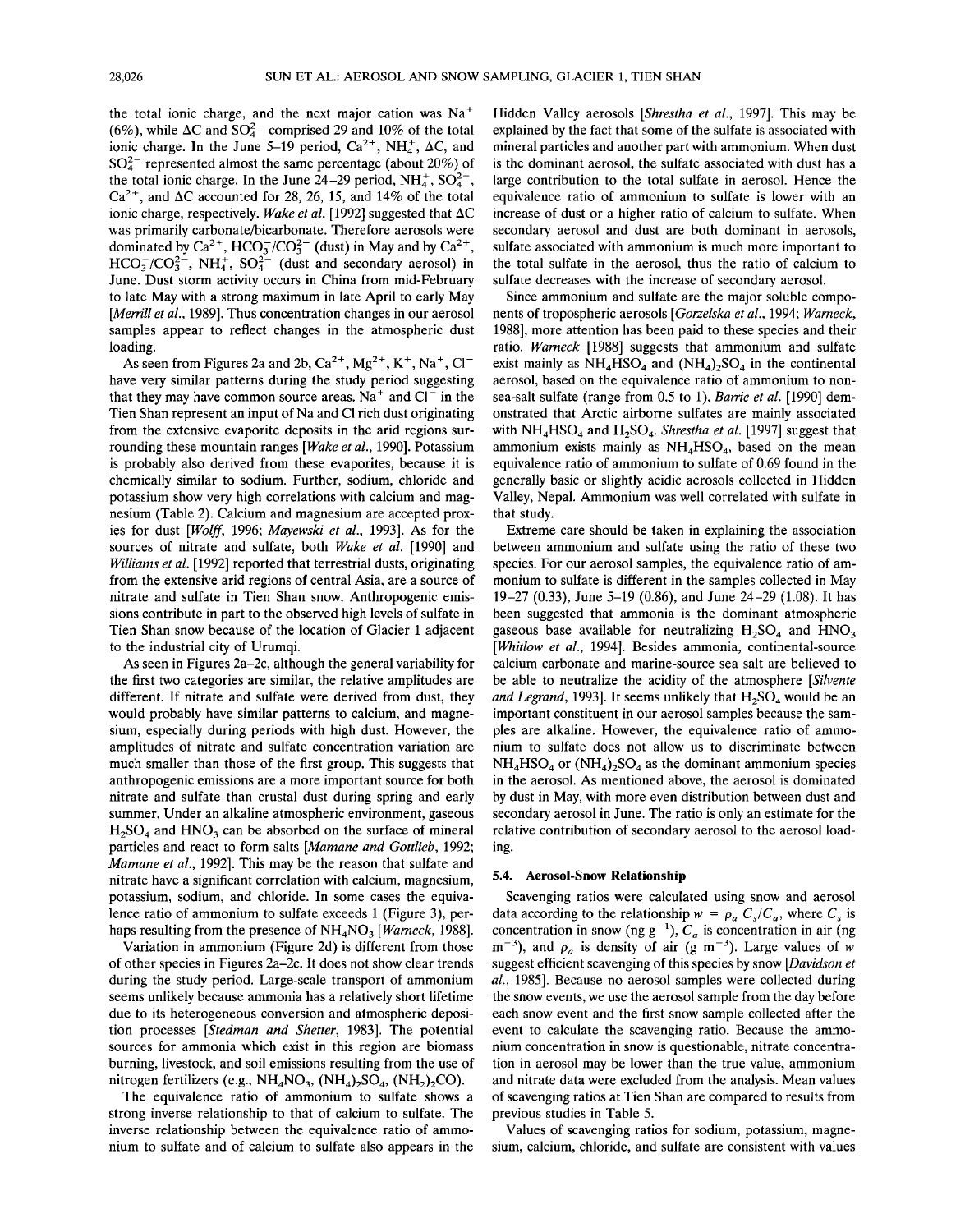the total ionic charge, and the next major cation was $Na^+$ (6%), while $\Delta C$ and $SO_4^{2-}$ comprised 29 and 10% of the total ionic charge. In the June 5–19 period, $Ca^{2+}$, $NH_4^+$, $\Delta C$, and $SO_4^{2-}$ represented almost the same percentage (about 20%) of the total ionic charge. In the June 24–29 period, $NH_4^+$, $SO_4^{2-}$, $Ca^{2+}$, and $\Delta C$ accounted for 28, 26, 15, and 14% of the total ionic charge, respectively. *Wake et al.* [1992] suggested that $\Delta C$ was primarily carbonate/bicarbonate. Therefore aerosols were dominated by $Ca^{2+}$, $HCO_3^-/CO_3^{2-}$ (dust) in May and by $Ca^{2+}$, $HCO_3^-/CO_3^{2-}$, $NH_4^+$, $SO_4^{2-}$ (dust and secondary aerosol) in June. Dust storm activity occurs in China from mid-February to late May with a strong maximum in late April to early May [*Merrill et al.*, 1989]. Thus concentration changes in our aerosol samples appear to reflect changes in the atmospheric dust loading.

As seen from Figures 2a and 2b, $Ca^{2+}$, $Mg^{2+}$, $K^+$, $Na^+$, $Cl^-$ have very similar patterns during the study period suggesting that they may have common source areas. $Na^+$ and $Cl^-$ in the Tien Shan represent an input of Na and Cl rich dust originating from the extensive evaporite deposits in the arid regions surrounding these mountain ranges [*Wake et al.*, 1990]. Potassium is probably also derived from these evaporites, because it is chemically similar to sodium. Further, sodium, chloride and potassium show very high correlations with calcium and magnesium (Table 2). Calcium and magnesium are accepted proxies for dust [*Wolff*, 1996; *Mayewski et al.*, 1993]. As for the sources of nitrate and sulfate, both *Wake et al.* [1990] and *Williams et al.* [1992] reported that terrestrial dusts, originating from the extensive arid regions of central Asia, are a source of nitrate and sulfate in Tien Shan snow. Anthropogenic emissions contribute in part to the observed high levels of sulfate in Tien Shan snow because of the location of Glacier 1 adjacent to the industrial city of Urumqi.

As seen in Figures 2a–2c, although the general variability for the first two categories are similar, the relative amplitudes are different. If nitrate and sulfate were derived from dust, they would probably have similar patterns to calcium, and magnesium, especially during periods with high dust. However, the amplitudes of nitrate and sulfate concentration variation are much smaller than those of the first group. This suggests that anthropogenic emissions are a more important source for both nitrate and sulfate than crustal dust during spring and early summer. Under an alkaline atmospheric environment, gaseous $H_2SO_4$ and $HNO_3$ can be absorbed on the surface of mineral particles and react to form salts [*Mamane and Gottlieb*, 1992; *Mamane et al.*, 1992]. This may be the reason that sulfate and nitrate have a significant correlation with calcium, magnesium, potassium, sodium, and chloride. In some cases the equivalence ratio of ammonium to sulfate exceeds 1 (Figure 3), perhaps resulting from the presence of $NH_4NO_3$ [*Warneck*, 1988].

Variation in ammonium (Figure 2d) is different from those of other species in Figures 2a–2c. It does not show clear trends during the study period. Large-scale transport of ammonium seems unlikely because ammonia has a relatively short lifetime due to its heterogeneous conversion and atmospheric deposition processes [*Stedman and Shetter*, 1983]. The potential sources for ammonia which exist in this region are biomass burning, livestock, and soil emissions resulting from the use of nitrogen fertilizers (e.g., $NH_4NO_3$, $(NH_4)_2SO_4$, $(NH_2)_2CO$).

The equivalence ratio of ammonium to sulfate shows a strong inverse relationship to that of calcium to sulfate. The inverse relationship between the equivalence ratio of ammonium to sulfate and of calcium to sulfate also appears in the Hidden Valley aerosols [*Shrestha et al.*, 1997]. This may be explained by the fact that some of the sulfate is associated with mineral particles and another part with ammonium. When dust is the dominant aerosol, the sulfate associated with dust has a large contribution to the total sulfate in aerosol. Hence the equivalence ratio of ammonium to sulfate is lower with an increase of dust or a higher ratio of calcium to sulfate. When secondary aerosol and dust are both dominant in aerosols, sulfate associated with ammonium is much more important to the total sulfate in the aerosol, thus the ratio of calcium to sulfate decreases with the increase of secondary aerosol.

Since ammonium and sulfate are the major soluble components of tropospheric aerosols [*Gorzelska et al.*, 1994; *Warneck*, 1988], more attention has been paid to these species and their ratio. *Warneck* [1988] suggests that ammonium and sulfate exist mainly as $NH_4HSO_4$ and $(NH_4)_2SO_4$ in the continental aerosol, based on the equivalence ratio of ammonium to non-sea-salt sulfate (range from 0.5 to 1). *Barrie et al.* [1990] demonstrated that Arctic airborne sulfates are mainly associated with $NH_4HSO_4$ and $H_2SO_4$. *Shrestha et al.* [1997] suggest that ammonium exists mainly as $NH_4HSO_4$, based on the mean equivalence ratio of ammonium to sulfate of 0.69 found in the generally basic or slightly acidic aerosols collected in Hidden Valley, Nepal. Ammonium was well correlated with sulfate in that study.

Extreme care should be taken in explaining the association between ammonium and sulfate using the ratio of these two species. For our aerosol samples, the equivalence ratio of ammonium to sulfate is different in the samples collected in May 19–27 (0.33), June 5–19 (0.86), and June 24–29 (1.08). It has been suggested that ammonia is the dominant atmospheric gaseous base available for neutralizing $H_2SO_4$ and $HNO_3$ [*Whitlow et al.*, 1994]. Besides ammonia, continental-source calcium carbonate and marine-source sea salt are believed to be able to neutralize the acidity of the atmosphere [*Silvente and Legrand*, 1993]. It seems unlikely that $H_2SO_4$ would be an important constituent in our aerosol samples because the samples are alkaline. However, the equivalence ratio of ammonium to sulfate does not allow us to discriminate between $NH_4HSO_4$ or $(NH_4)_2SO_4$ as the dominant ammonium species in the aerosol. As mentioned above, the aerosol is dominated by dust in May, with more even distribution between dust and secondary aerosol in June. The ratio is only an estimate for the relative contribution of secondary aerosol to the aerosol loading.

### 5.4. Aerosol-Snow Relationship

Scavenging ratios were calculated using snow and aerosol data according to the relationship $w = \rho_a C_s/C_a$, where $C_s$ is concentration in snow (ng $g^{-1}$), $C_a$ is concentration in air (ng $m^{-3}$), and $\rho_a$ is density of air (g $m^{-3}$). Large values of $w$ suggest efficient scavenging of this species by snow [*Davidson et al.*, 1985]. Because no aerosol samples were collected during the snow events, we use the aerosol sample from the day before each snow event and the first snow sample collected after the event to calculate the scavenging ratio. Because the ammonium concentration in snow is questionable, nitrate concentration in aerosol may be lower than the true value, ammonium and nitrate data were excluded from the analysis. Mean values of scavenging ratios at Tien Shan are compared to results from previous studies in Table 5.

Values of scavenging ratios for sodium, potassium, magnesium, calcium, chloride, and sulfate are consistent with values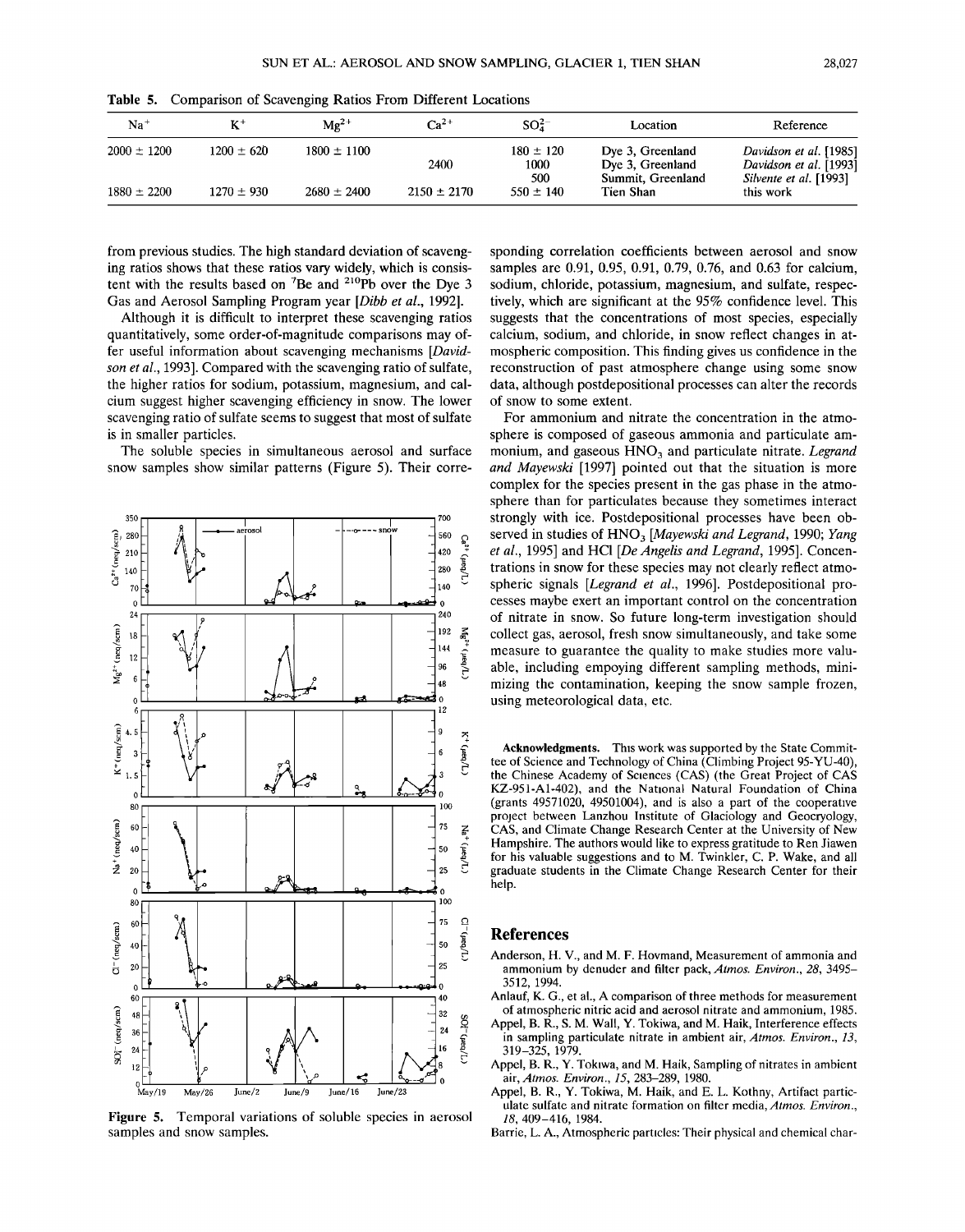**Table 5.** Comparison of Scavenging Ratios From Different Locations

| $Na^+$ | $K^+$ | $Mg^{2+}$ | $Ca^{2+}$ | $SO_4^{2-}$ | Location | Reference |
|---|---|---|---|---|---|---|
| 2000 ± 1200 | 1200 ± 620 | 1800 ± 1100 | | 180 ± 120 | Dye 3, Greenland | *Davidson et al.* [1985] |
| | | | 2400 | 1000 | Dye 3, Greenland | *Davidson et al.* [1993] |
| | | | | 500 | Summit, Greenland | *Silvente et al.* [1993] |
| 1880 ± 2200 | 1270 ± 930 | 2680 ± 2400 | 2150 ± 2170 | 550 ± 140 | Tien Shan | this work |

from previous studies. The high standard deviation of scavenging ratios shows that these ratios vary widely, which is consistent with the results based on $^7Be$ and $^{210}Pb$ over the Dye 3 Gas and Aerosol Sampling Program year [*Dibb et al.*, 1992].

Although it is difficult to interpret these scavenging ratios quantitatively, some order-of-magnitude comparisons may offer useful information about scavenging mechanisms [*Davidson et al.*, 1993]. Compared with the scavenging ratio of sulfate, the higher ratios for sodium, potassium, magnesium, and calcium suggest higher scavenging efficiency in snow. The lower scavenging ratio of sulfate seems to suggest that most of sulfate is in smaller particles.

The soluble species in simultaneous aerosol and surface snow samples show similar patterns (Figure 5). Their corresponding correlation coefficients between aerosol and snow samples are 0.91, 0.95, 0.91, 0.79, 0.76, and 0.63 for calcium, sodium, chloride, potassium, magnesium, and sulfate, respectively, which are significant at the 95% confidence level. This suggests that the concentrations of most species, especially calcium, sodium, and chloride, in snow reflect changes in atmospheric composition. This finding gives us confidence in the reconstruction of past atmosphere change using some snow data, although postdepositional processes can alter the records of snow to some extent.

**Figure 5.** Temporal variations of soluble species in aerosol samples and snow samples.

For ammonium and nitrate the concentration in the atmosphere is composed of gaseous ammonia and particulate ammonium, and gaseous $HNO_3$ and particulate nitrate. *Legrand and Mayewski* [1997] pointed out that the situation is more complex for the species present in the gas phase in the atmosphere than for particulates because they sometimes interact strongly with ice. Postdepositional processes have been observed in studies of $HNO_3$ [*Mayewski and Legrand*, 1990; *Yang et al.*, 1995] and HCl [*De Angelis and Legrand*, 1995]. Concentrations in snow for these species may not clearly reflect atmospheric signals [*Legrand et al.*, 1996]. Postdepositional processes maybe exert an important control on the concentration of nitrate in snow. So future long-term investigation should collect gas, aerosol, fresh snow simultaneously, and take some measure to guarantee the quality to make studies more valuable, including empoying different sampling methods, minimizing the contamination, keeping the snow sample frozen, using meteorological data, etc.

**Acknowledgments.** This work was supported by the State Committee of Science and Technology of China (Climbing Project 95-YU-40), the Chinese Academy of Sciences (CAS) (the Great Project of CAS KZ-951-A1-402), and the National Natural Foundation of China (grants 49571020, 49501004), and is also a part of the cooperative project between Lanzhou Institute of Glaciology and Geocryology, CAS, and Climate Change Research Center at the University of New Hampshire. The authors would like to express gratitude to Ren Jiawen for his valuable suggestions and to M. Twinkler, C. P. Wake, and all graduate students in the Climate Change Research Center for their help.

## References

Anderson, H. V., and M. F. Hovmand, Measurement of ammonia and ammonium by denuder and filter pack, *Atmos. Environ.*, *28*, 3495–3512, 1994.

Anlauf, K. G., et al., A comparison of three methods for measurement of atmospheric nitric acid and aerosol nitrate and ammonium, 1985.

Appel, B. R., S. M. Wall, Y. Tokiwa, and M. Haik, Interference effects in sampling particulate nitrate in ambient air, *Atmos. Environ.*, *13*, 319–325, 1979.

Appel, B. R., Y. Tokiwa, and M. Haik, Sampling of nitrates in ambient air, *Atmos. Environ.*, *15*, 283–289, 1980.

Appel, B. R., Y. Tokiwa, M. Haik, and E. L. Kothny, Artifact particulate sulfate and nitrate formation on filter media, *Atmos. Environ.*, *18*, 409–416, 1984.

Barrie, L. A., Atmospheric particles: Their physical and chemical char-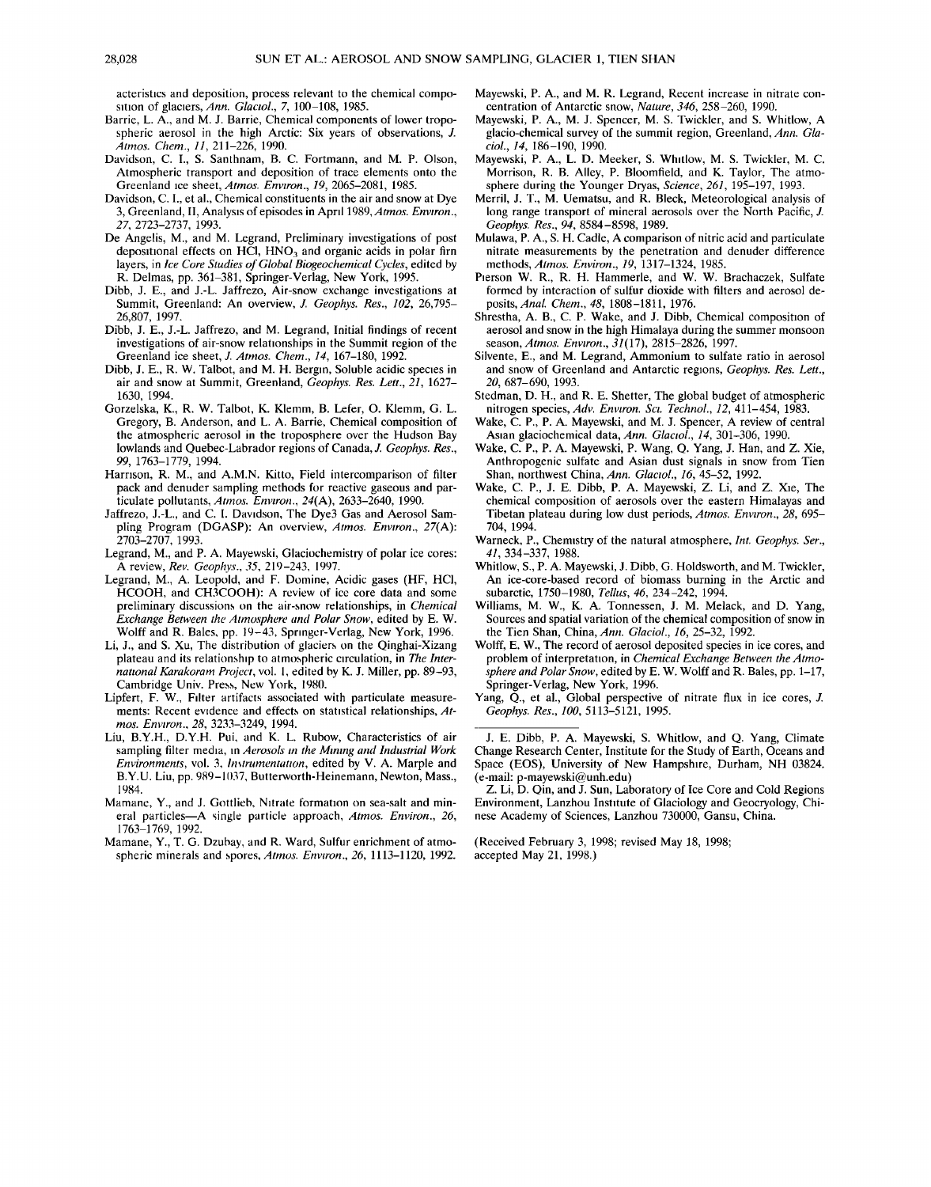acteristics and deposition, process relevant to the chemical composition of glaciers, *Ann. Glaciol.*, *7*, 100–108, 1985.

Barrie, L. A., and M. J. Barrie, Chemical components of lower tropospheric aerosol in the high Arctic: Six years of observations, *J. Atmos. Chem.*, *11*, 211–226, 1990.

Davidson, C. I., S. Santhnam, B. C. Fortmann, and M. P. Olson, Atmospheric transport and deposition of trace elements onto the Greenland ice sheet, *Atmos. Environ.*, *19*, 2065–2081, 1985.

Davidson, C. I., et al., Chemical constituents in the air and snow at Dye 3, Greenland, II, Analysis of episodes in April 1989, *Atmos. Environ.*, *27*, 2723–2737, 1993.

De Angelis, M., and M. Legrand, Preliminary investigations of post depositional effects on HCl, $HNO_3$ and organic acids in polar firn layers, in *Ice Core Studies of Global Biogeochemical Cycles*, edited by R. Delmas, pp. 361–381, Springer-Verlag, New York, 1995.

Dibb, J. E., and J.-L. Jaffrezo, Air-snow exchange investigations at Summit, Greenland: An overview, *J. Geophys. Res.*, *102*, 26,795–26,807, 1997.

Dibb, J. E., J.-L. Jaffrezo, and M. Legrand, Initial findings of recent investigations of air-snow relationships in the Summit region of the Greenland ice sheet, *J. Atmos. Chem.*, *14*, 167–180, 1992.

Dibb, J. E., R. W. Talbot, and M. H. Bergin, Soluble acidic species in air and snow at Summit, Greenland, *Geophys. Res. Lett.*, *21*, 1627–1630, 1994.

Gorzelska, K., R. W. Talbot, K. Klemm, B. Lefer, O. Klemm, G. L. Gregory, B. Anderson, and L. A. Barrie, Chemical composition of the atmospheric aerosol in the troposphere over the Hudson Bay lowlands and Quebec-Labrador regions of Canada, *J. Geophys. Res.*, *99*, 1763–1779, 1994.

Harrison, R. M., and A.M.N. Kitto, Field intercomparison of filter pack and denuder sampling methods for reactive gaseous and particulate pollutants, *Atmos. Environ.*, *24*(A), 2633–2640, 1990.

Jaffrezo, J.-L., and C. I. Davidson, The Dye3 Gas and Aerosol Sampling Program (DGASP): An overview, *Atmos. Environ.*, *27*(A): 2703–2707, 1993.

Legrand, M., and P. A. Mayewski, Glaciochemistry of polar ice cores: A review, *Rev. Geophys.*, *35*, 219–243, 1997.

Legrand, M., A. Leopold, and F. Domine, Acidic gases (HF, HCl, HCOOH, and CH3COOH): A review of ice core data and some preliminary discussions on the air-snow relationships, in *Chemical Exchange Between the Atmosphere and Polar Snow*, edited by E. W. Wolff and R. Bales, pp. 19–43, Springer-Verlag, New York, 1996.

Li, J., and S. Xu, The distribution of glaciers on the Qinghai-Xizang plateau and its relationship to atmospheric circulation, in *The International Karakoram Project*, vol. 1, edited by K. J. Miller, pp. 89–93, Cambridge Univ. Press, New York, 1980.

Lipfert, F. W., Filter artifacts associated with particulate measurements: Recent evidence and effects on statistical relationships, *Atmos. Environ.*, *28*, 3233–3249, 1994.

Liu, B.Y.H., D.Y.H. Pui, and K. L. Rubow, Characteristics of air sampling filter media, in *Aerosols in the Mining and Industrial Work Environments*, vol. 3, *Instrumentation*, edited by V. A. Marple and B.Y.U. Liu, pp. 989–1037, Butterworth-Heinemann, Newton, Mass., 1984.

Mamane, Y., and J. Gottlieb, Nitrate formation on sea-salt and mineral particles—A single particle approach, *Atmos. Environ.*, *26*, 1763–1769, 1992.

Mamane, Y., T. G. Dzubay, and R. Ward, Sulfur enrichment of atmospheric minerals and spores, *Atmos. Environ.*, *26*, 1113–1120, 1992.

Mayewski, P. A., and M. R. Legrand, Recent increase in nitrate concentration of Antarctic snow, *Nature*, *346*, 258–260, 1990.

Mayewski, P. A., M. J. Spencer, M. S. Twickler, and S. Whitlow, A glacio-chemical survey of the summit region, Greenland, *Ann. Glaciol.*, *14*, 186–190, 1990.

Mayewski, P. A., L. D. Meeker, S. Whitlow, M. S. Twickler, M. C. Morrison, R. B. Alley, P. Bloomfield, and K. Taylor, The atmosphere during the Younger Dryas, *Science*, *261*, 195–197, 1993.

Merril, J. T., M. Uematsu, and R. Bleck, Meteorological analysis of long range transport of mineral aerosols over the North Pacific, *J. Geophys. Res.*, *94*, 8584–8598, 1989.

Mulawa, P. A., S. H. Cadle, A comparison of nitric acid and particulate nitrate measurements by the penetration and denuder difference methods, *Atmos. Environ.*, *19*, 1317–1324, 1985.

Pierson W. R., R. H. Hammerle, and W. W. Brachaczek, Sulfate formed by interaction of sulfur dioxide with filters and aerosol deposits, *Anal. Chem.*, *48*, 1808–1811, 1976.

Shrestha, A. B., C. P. Wake, and J. Dibb, Chemical composition of aerosol and snow in the high Himalaya during the summer monsoon season, *Atmos. Environ.*, *31*(17), 2815–2826, 1997.

Silvente, E., and M. Legrand, Ammonium to sulfate ratio in aerosol and snow of Greenland and Antarctic regions, *Geophys. Res. Lett.*, *20*, 687–690, 1993.

Stedman, D. H., and R. E. Shetter, The global budget of atmospheric nitrogen species, *Adv. Environ. Sci. Technol.*, *12*, 411–454, 1983.

Wake, C. P., P. A. Mayewski, and M. J. Spencer, A review of central Asian glaciochemical data, *Ann. Glaciol.*, *14*, 301–306, 1990.

Wake, C. P., P. A. Mayewski, P. Wang, Q. Yang, J. Han, and Z. Xie, Anthropogenic sulfate and Asian dust signals in snow from Tien Shan, northwest China, *Ann. Glaciol.*, *16*, 45–52, 1992.

Wake, C. P., J. E. Dibb, P. A. Mayewski, Z. Li, and Z. Xie, The chemical composition of aerosols over the eastern Himalayas and Tibetan plateau during low dust periods, *Atmos. Environ.*, *28*, 695–704, 1994.

Warneck, P., Chemistry of the natural atmosphere, *Int. Geophys. Ser.*, *41*, 334–337, 1988.

Whitlow, S., P. A. Mayewski, J. Dibb, G. Holdsworth, and M. Twickler, An ice-core-based record of biomass burning in the Arctic and subarctic, 1750–1980, *Tellus*, *46*, 234–242, 1994.

Williams, M. W., K. A. Tonnessen, J. M. Melack, and D. Yang, Sources and spatial variation of the chemical composition of snow in the Tien Shan, China, *Ann. Glaciol.*, *16*, 25–32, 1992.

Wolff, E. W., The record of aerosol deposited species in ice cores, and problem of interpretation, in *Chemical Exchange Between the Atmosphere and Polar Snow*, edited by E. W. Wolff and R. Bales, pp. 1–17, Springer-Verlag, New York, 1996.

Yang, Q., et al., Global perspective of nitrate flux in ice cores, *J. Geophys. Res.*, *100*, 5113–5121, 1995.

---

J. E. Dibb, P. A. Mayewski, S. Whitlow, and Q. Yang, Climate Change Research Center, Institute for the Study of Earth, Oceans and Space (EOS), University of New Hampshire, Durham, NH 03824. (e-mail: p-mayewski@unh.edu)

Z. Li, D. Qin, and J. Sun, Laboratory of Ice Core and Cold Regions Environment, Lanzhou Institute of Glaciology and Geocryology, Chinese Academy of Sciences, Lanzhou 730000, Gansu, China.

(Received February 3, 1998; revised May 18, 1998; accepted May 21, 1998.)